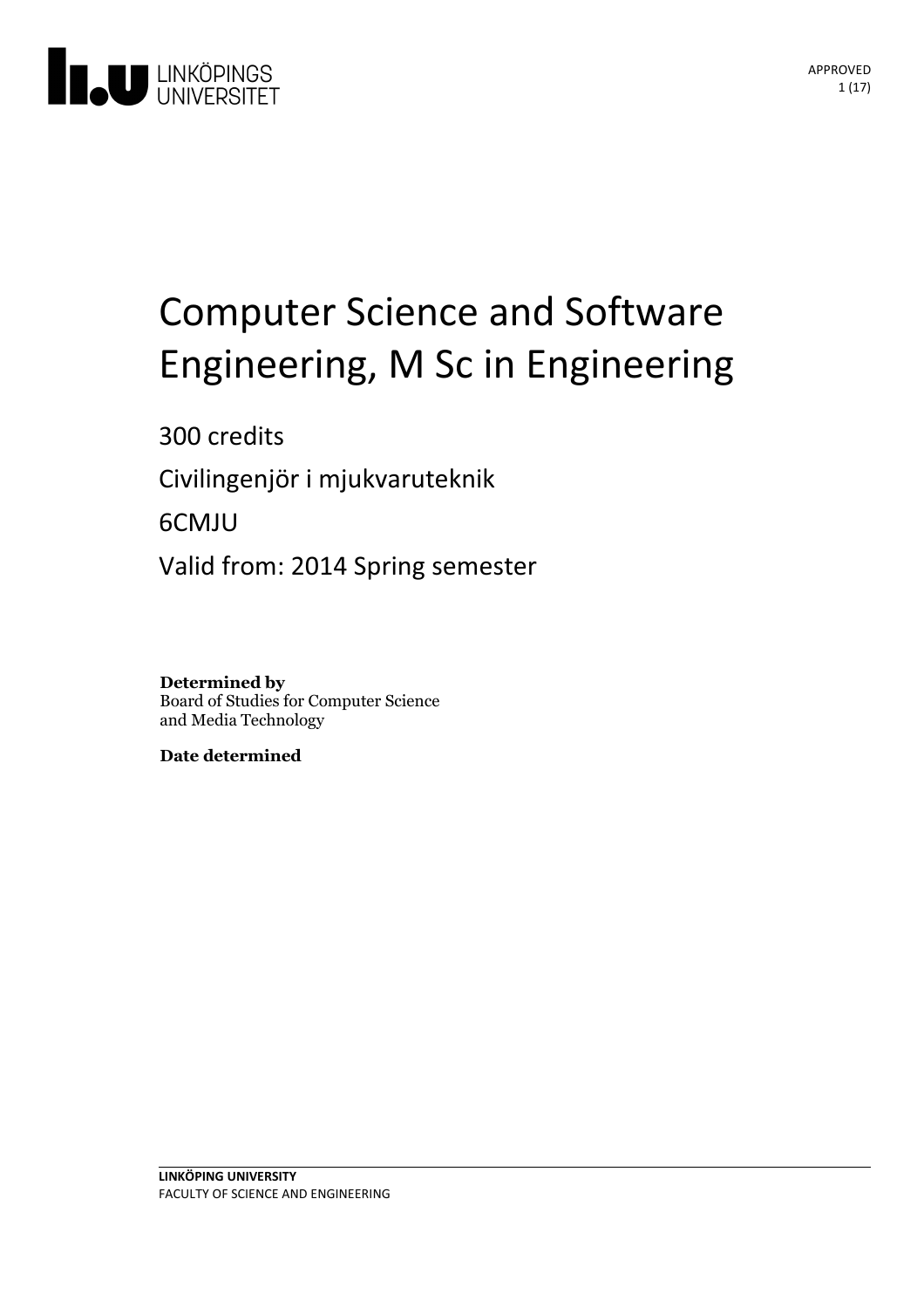# Computer Science and Software Engineering, M Sc in Engineering

300 credits

Civilingenjör i mjukvaruteknik

6CMJU

Valid from: 2014 Spring semester

**Determined by**
Board of Studies for Computer Science and Media Technology

**Date determined**

**LINKÖPING UNIVERSITY**
FACULTY OF SCIENCE AND ENGINEERING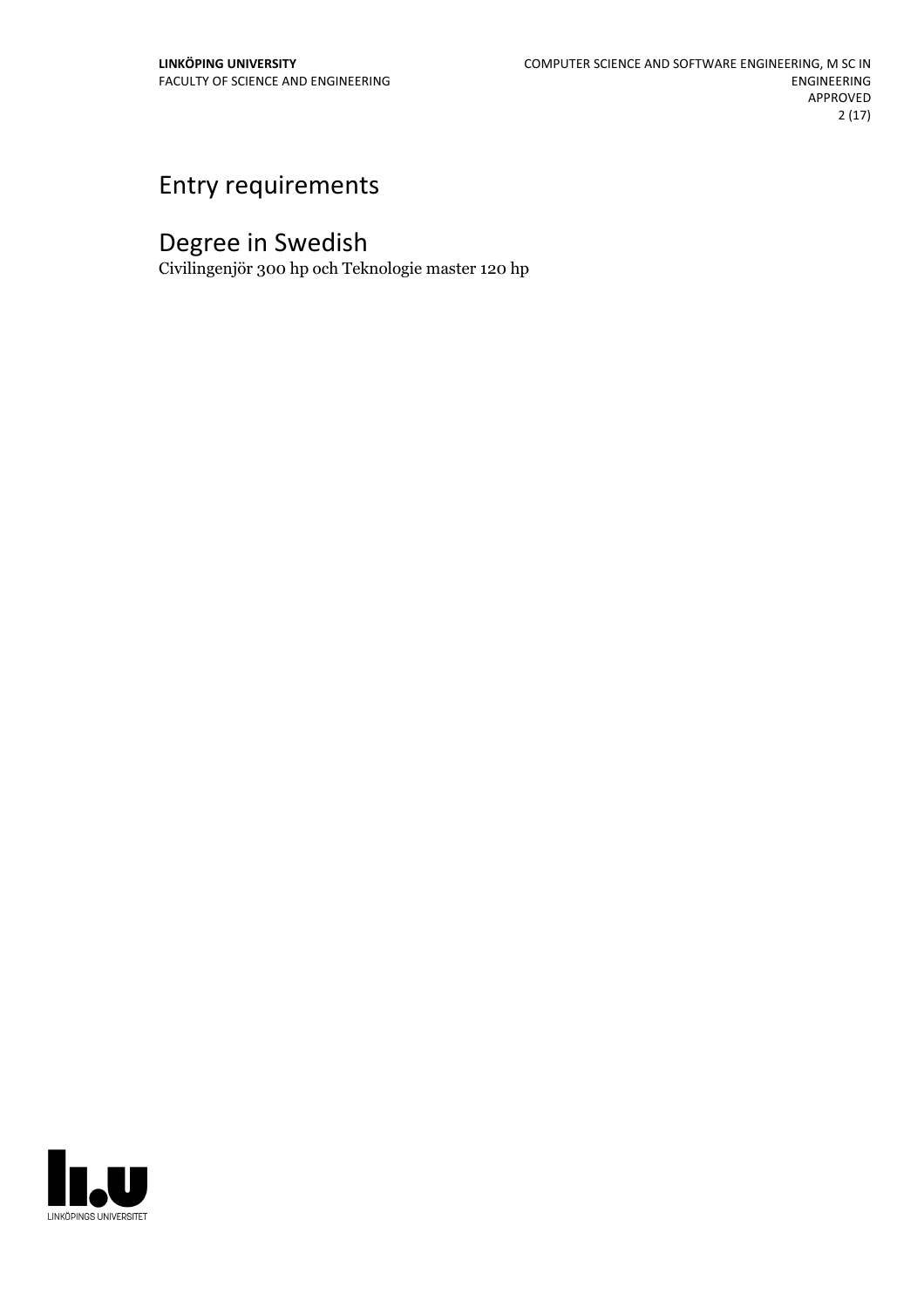# Entry requirements

# Degree in Swedish

Civilingenjör 300 hp och Teknologie master 120 hp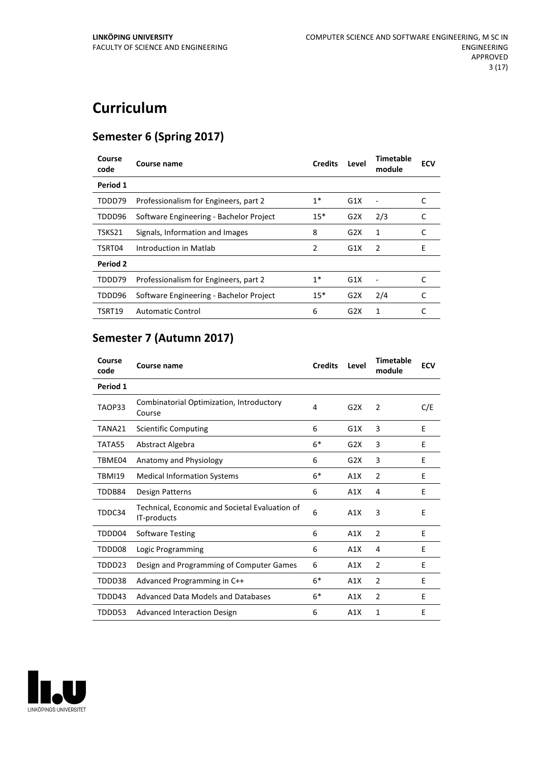# Curriculum

## Semester 6 (Spring 2017)

| Course code | Course name | Credits | Level | Timetable module | ECV |
|---|---|---|---|---|---|
| **Period 1** | | | | | |
| TDDD79 | Professionalism for Engineers, part 2 | 1* | G1X | - | C |
| TDDD96 | Software Engineering - Bachelor Project | 15* | G2X | 2/3 | C |
| TSKS21 | Signals, Information and Images | 8 | G2X | 1 | C |
| TSRT04 | Introduction in Matlab | 2 | G1X | 2 | E |
| **Period 2** | | | | | |
| TDDD79 | Professionalism for Engineers, part 2 | 1* | G1X | - | C |
| TDDD96 | Software Engineering - Bachelor Project | 15* | G2X | 2/4 | C |
| TSRT19 | Automatic Control | 6 | G2X | 1 | C |

## Semester 7 (Autumn 2017)

| Course code | Course name | Credits | Level | Timetable module | ECV |
|---|---|---|---|---|---|
| **Period 1** | | | | | |
| TAOP33 | Combinatorial Optimization, Introductory Course | 4 | G2X | 2 | C/E |
| TANA21 | Scientific Computing | 6 | G1X | 3 | E |
| TATA55 | Abstract Algebra | 6* | G2X | 3 | E |
| TBME04 | Anatomy and Physiology | 6 | G2X | 3 | E |
| TBMI19 | Medical Information Systems | 6* | A1X | 2 | E |
| TDDB84 | Design Patterns | 6 | A1X | 4 | E |
| TDDC34 | Technical, Economic and Societal Evaluation of IT-products | 6 | A1X | 3 | E |
| TDDD04 | Software Testing | 6 | A1X | 2 | E |
| TDDD08 | Logic Programming | 6 | A1X | 4 | E |
| TDDD23 | Design and Programming of Computer Games | 6 | A1X | 2 | E |
| TDDD38 | Advanced Programming in C++ | 6* | A1X | 2 | E |
| TDDD43 | Advanced Data Models and Databases | 6* | A1X | 2 | E |
| TDDD53 | Advanced Interaction Design | 6 | A1X | 1 | E |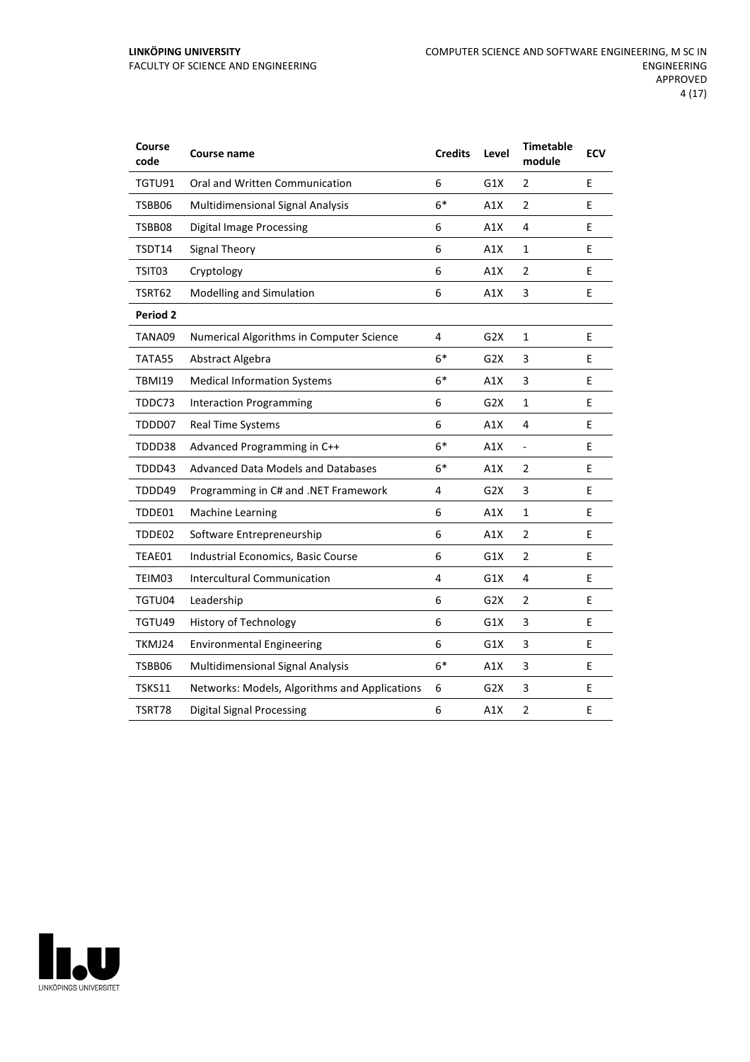| Course code | Course name | Credits | Level | Timetable module | ECV |
|---|---|---|---|---|---|
| TGTU91 | Oral and Written Communication | 6 | G1X | 2 | E |
| TSBB06 | Multidimensional Signal Analysis | 6* | A1X | 2 | E |
| TSBB08 | Digital Image Processing | 6 | A1X | 4 | E |
| TSDT14 | Signal Theory | 6 | A1X | 1 | E |
| TSIT03 | Cryptology | 6 | A1X | 2 | E |
| TSRT62 | Modelling and Simulation | 6 | A1X | 3 | E |
| **Period 2** | | | | | |
| TANA09 | Numerical Algorithms in Computer Science | 4 | G2X | 1 | E |
| TATA55 | Abstract Algebra | 6* | G2X | 3 | E |
| TBMI19 | Medical Information Systems | 6* | A1X | 3 | E |
| TDDC73 | Interaction Programming | 6 | G2X | 1 | E |
| TDDD07 | Real Time Systems | 6 | A1X | 4 | E |
| TDDD38 | Advanced Programming in C++ | 6* | A1X | - | E |
| TDDD43 | Advanced Data Models and Databases | 6* | A1X | 2 | E |
| TDDD49 | Programming in C# and .NET Framework | 4 | G2X | 3 | E |
| TDDE01 | Machine Learning | 6 | A1X | 1 | E |
| TDDE02 | Software Entrepreneurship | 6 | A1X | 2 | E |
| TEAE01 | Industrial Economics, Basic Course | 6 | G1X | 2 | E |
| TEIM03 | Intercultural Communication | 4 | G1X | 4 | E |
| TGTU04 | Leadership | 6 | G2X | 2 | E |
| TGTU49 | History of Technology | 6 | G1X | 3 | E |
| TKMJ24 | Environmental Engineering | 6 | G1X | 3 | E |
| TSBB06 | Multidimensional Signal Analysis | 6* | A1X | 3 | E |
| TSKS11 | Networks: Models, Algorithms and Applications | 6 | G2X | 3 | E |
| TSRT78 | Digital Signal Processing | 6 | A1X | 2 | E |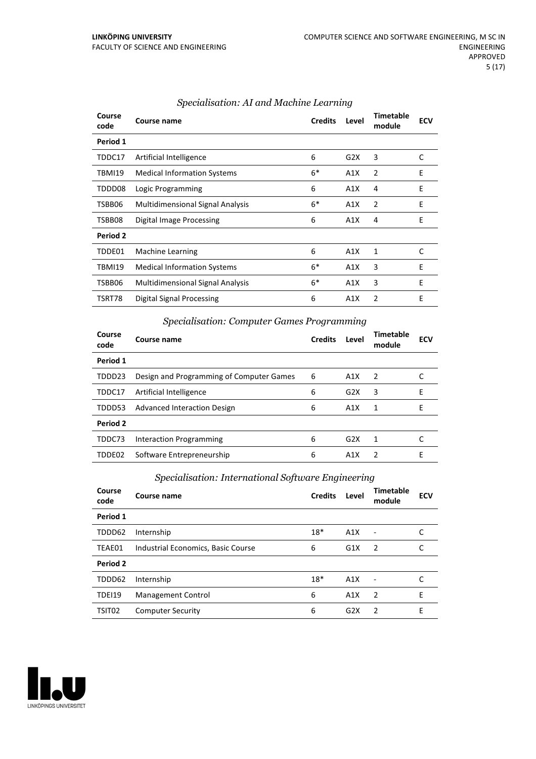### *Specialisation: AI and Machine Learning*

| Course code | Course name | Credits | Level | Timetable module | ECV |
|---|---|---|---|---|---|
| **Period 1** | | | | | |
| TDDC17 | Artificial Intelligence | 6 | G2X | 3 | C |
| TBMI19 | Medical Information Systems | 6* | A1X | 2 | E |
| TDDD08 | Logic Programming | 6 | A1X | 4 | E |
| TSBB06 | Multidimensional Signal Analysis | 6* | A1X | 2 | E |
| TSBB08 | Digital Image Processing | 6 | A1X | 4 | E |
| **Period 2** | | | | | |
| TDDE01 | Machine Learning | 6 | A1X | 1 | C |
| TBMI19 | Medical Information Systems | 6* | A1X | 3 | E |
| TSBB06 | Multidimensional Signal Analysis | 6* | A1X | 3 | E |
| TSRT78 | Digital Signal Processing | 6 | A1X | 2 | E |

### *Specialisation: Computer Games Programming*

| Course code | Course name | Credits | Level | Timetable module | ECV |
|---|---|---|---|---|---|
| **Period 1** | | | | | |
| TDDD23 | Design and Programming of Computer Games | 6 | A1X | 2 | C |
| TDDC17 | Artificial Intelligence | 6 | G2X | 3 | E |
| TDDD53 | Advanced Interaction Design | 6 | A1X | 1 | E |
| **Period 2** | | | | | |
| TDDC73 | Interaction Programming | 6 | G2X | 1 | C |
| TDDE02 | Software Entrepreneurship | 6 | A1X | 2 | E |

### *Specialisation: International Software Engineering*

| Course code | Course name | Credits | Level | Timetable module | ECV |
|---|---|---|---|---|---|
| **Period 1** | | | | | |
| TDDD62 | Internship | 18* | A1X | - | C |
| TEAE01 | Industrial Economics, Basic Course | 6 | G1X | 2 | C |
| **Period 2** | | | | | |
| TDDD62 | Internship | 18* | A1X | - | C |
| TDEI19 | Management Control | 6 | A1X | 2 | E |
| TSIT02 | Computer Security | 6 | G2X | 2 | E |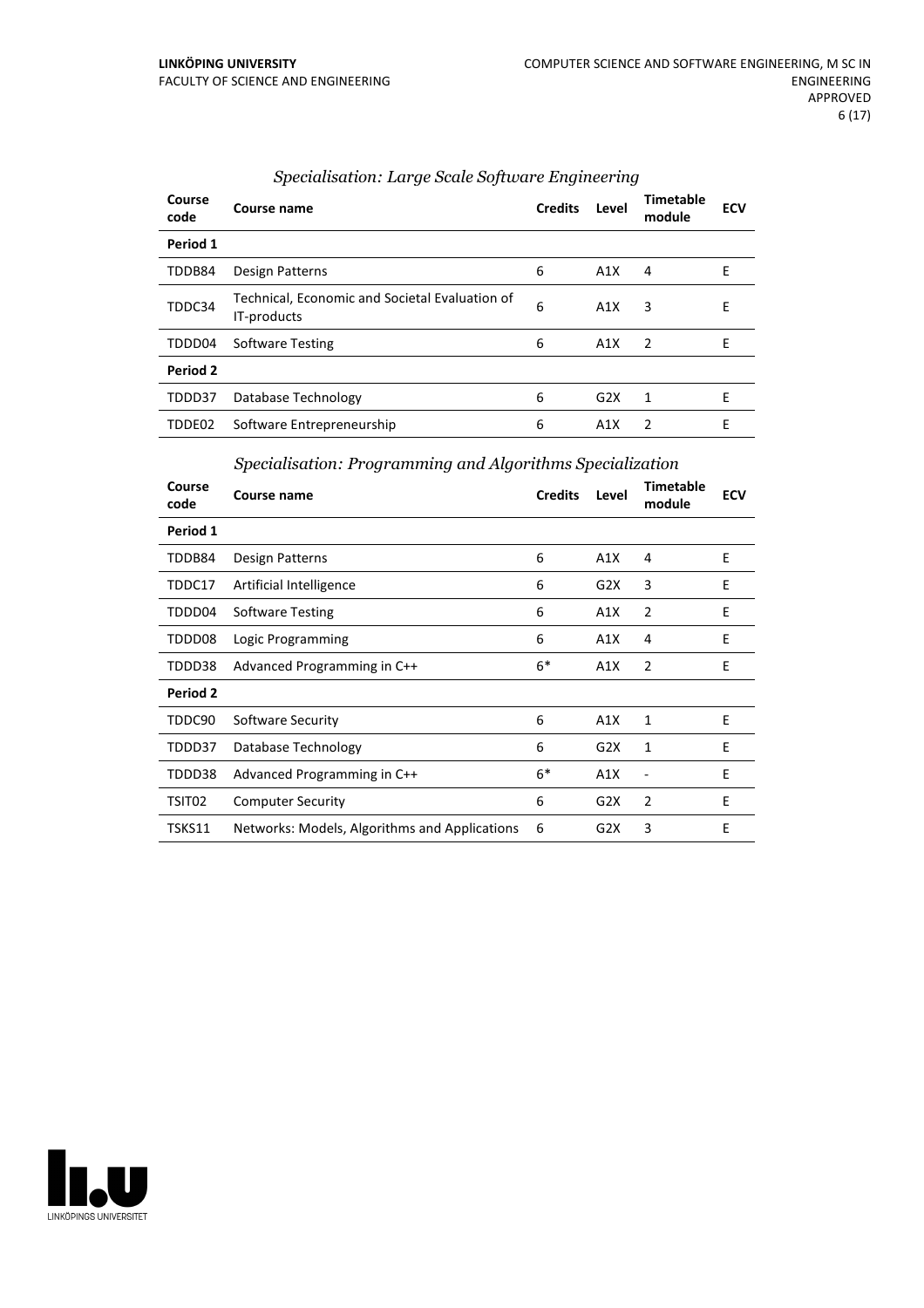*Specialisation: Large Scale Software Engineering*

| Course code | Course name | Credits | Level | Timetable module | ECV |
|---|---|---|---|---|---|
| **Period 1** | | | | | |
| TDDB84 | Design Patterns | 6 | A1X | 4 | E |
| TDDC34 | Technical, Economic and Societal Evaluation of IT-products | 6 | A1X | 3 | E |
| TDDD04 | Software Testing | 6 | A1X | 2 | E |
| **Period 2** | | | | | |
| TDDD37 | Database Technology | 6 | G2X | 1 | E |
| TDDE02 | Software Entrepreneurship | 6 | A1X | 2 | E |

*Specialisation: Programming and Algorithms Specialization*

| Course code | Course name | Credits | Level | Timetable module | ECV |
|---|---|---|---|---|---|
| **Period 1** | | | | | |
| TDDB84 | Design Patterns | 6 | A1X | 4 | E |
| TDDC17 | Artificial Intelligence | 6 | G2X | 3 | E |
| TDDD04 | Software Testing | 6 | A1X | 2 | E |
| TDDD08 | Logic Programming | 6 | A1X | 4 | E |
| TDDD38 | Advanced Programming in C++ | 6* | A1X | 2 | E |
| **Period 2** | | | | | |
| TDDC90 | Software Security | 6 | A1X | 1 | E |
| TDDD37 | Database Technology | 6 | G2X | 1 | E |
| TDDD38 | Advanced Programming in C++ | 6* | A1X | - | E |
| TSIT02 | Computer Security | 6 | G2X | 2 | E |
| TSKS11 | Networks: Models, Algorithms and Applications | 6 | G2X | 3 | E |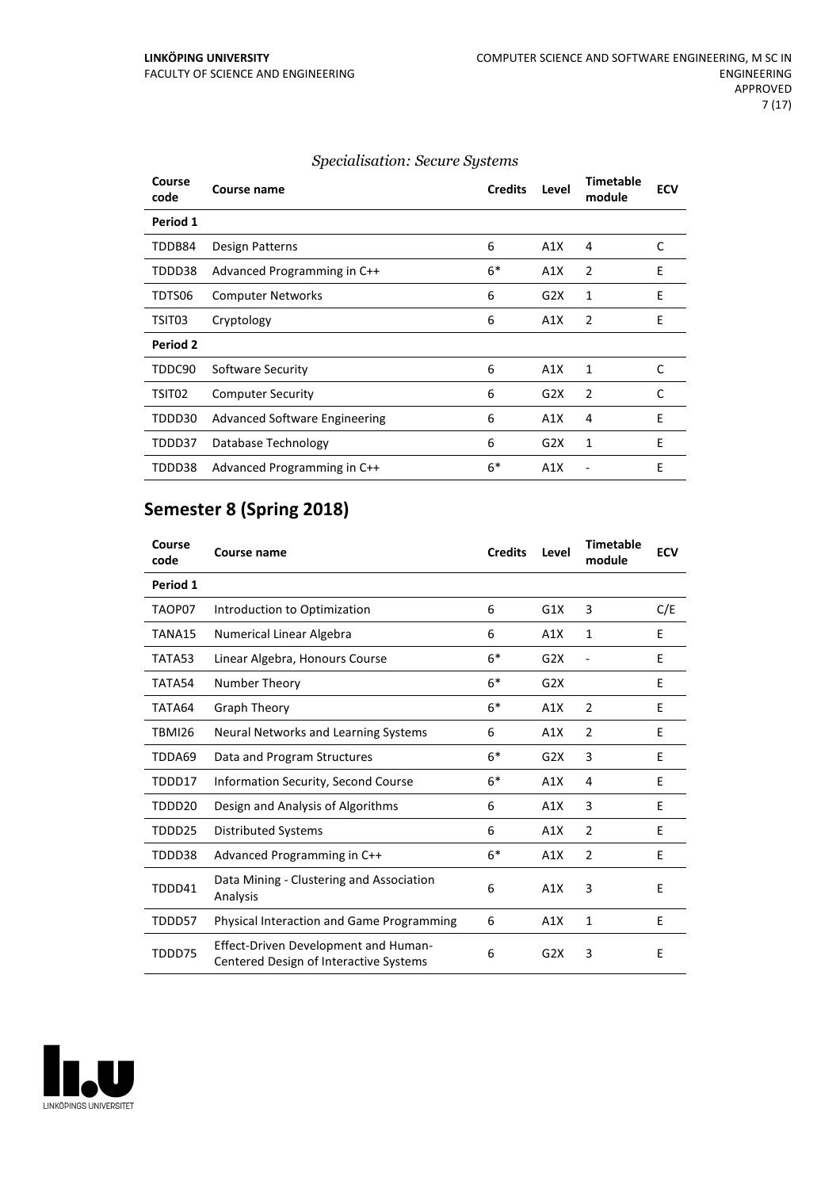*Specialisation: Secure Systems*

| Course code | Course name | Credits | Level | Timetable module | ECV |
|---|---|---|---|---|---|
| **Period 1** | | | | | |
| TDDB84 | Design Patterns | 6 | A1X | 4 | C |
| TDDD38 | Advanced Programming in C++ | 6* | A1X | 2 | E |
| TDTS06 | Computer Networks | 6 | G2X | 1 | E |
| TSIT03 | Cryptology | 6 | A1X | 2 | E |
| **Period 2** | | | | | |
| TDDC90 | Software Security | 6 | A1X | 1 | C |
| TSIT02 | Computer Security | 6 | G2X | 2 | C |
| TDDD30 | Advanced Software Engineering | 6 | A1X | 4 | E |
| TDDD37 | Database Technology | 6 | G2X | 1 | E |
| TDDD38 | Advanced Programming in C++ | 6* | A1X | - | E |

## Semester 8 (Spring 2018)

| Course code | Course name | Credits | Level | Timetable module | ECV |
|---|---|---|---|---|---|
| **Period 1** | | | | | |
| TAOP07 | Introduction to Optimization | 6 | G1X | 3 | C/E |
| TANA15 | Numerical Linear Algebra | 6 | A1X | 1 | E |
| TATA53 | Linear Algebra, Honours Course | 6* | G2X | - | E |
| TATA54 | Number Theory | 6* | G2X | | E |
| TATA64 | Graph Theory | 6* | A1X | 2 | E |
| TBMI26 | Neural Networks and Learning Systems | 6 | A1X | 2 | E |
| TDDA69 | Data and Program Structures | 6* | G2X | 3 | E |
| TDDD17 | Information Security, Second Course | 6* | A1X | 4 | E |
| TDDD20 | Design and Analysis of Algorithms | 6 | A1X | 3 | E |
| TDDD25 | Distributed Systems | 6 | A1X | 2 | E |
| TDDD38 | Advanced Programming in C++ | 6* | A1X | 2 | E |
| TDDD41 | Data Mining - Clustering and Association Analysis | 6 | A1X | 3 | E |
| TDDD57 | Physical Interaction and Game Programming | 6 | A1X | 1 | E |
| TDDD75 | Effect-Driven Development and Human-Centered Design of Interactive Systems | 6 | G2X | 3 | E |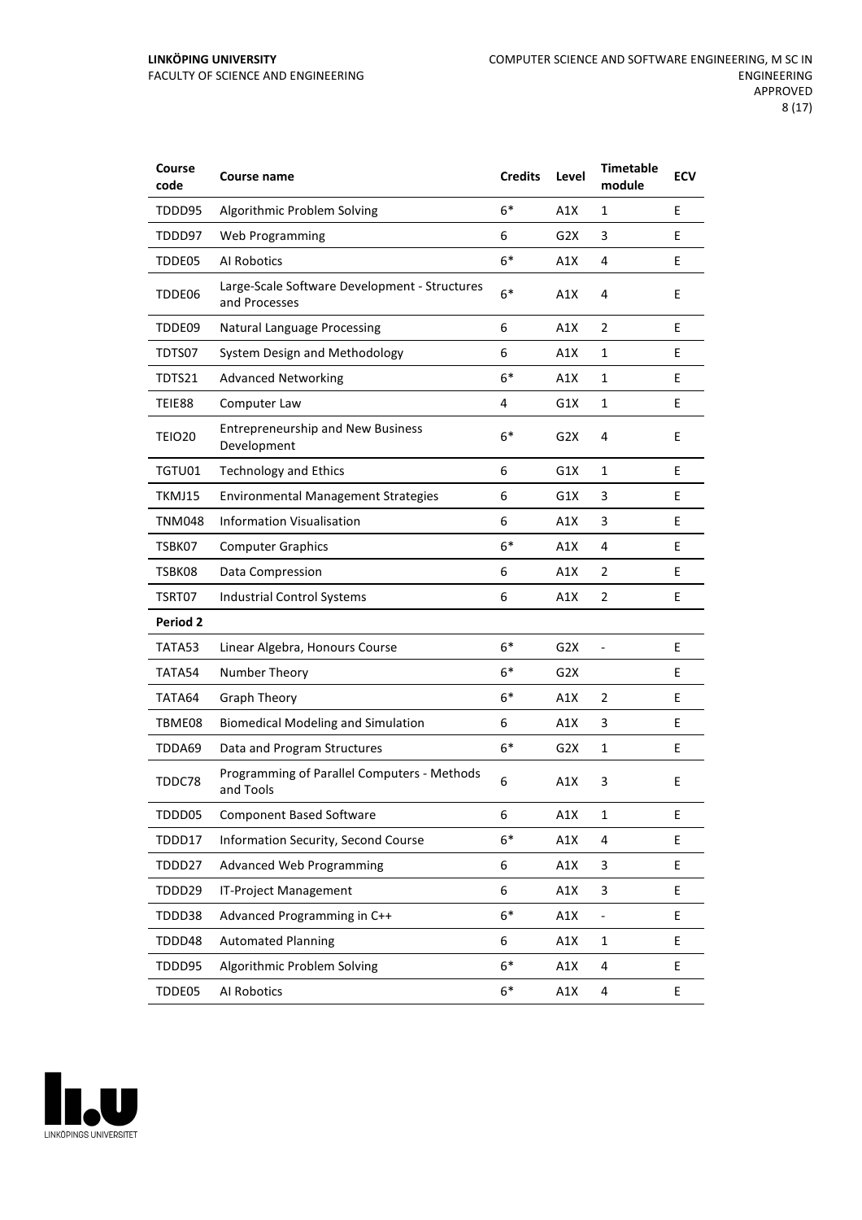| Course code | Course name | Credits | Level | Timetable module | ECV |
|---|---|---|---|---|---|
| TDDD95 | Algorithmic Problem Solving | 6* | A1X | 1 | E |
| TDDD97 | Web Programming | 6 | G2X | 3 | E |
| TDDE05 | AI Robotics | 6* | A1X | 4 | E |
| TDDE06 | Large-Scale Software Development - Structures and Processes | 6* | A1X | 4 | E |
| TDDE09 | Natural Language Processing | 6 | A1X | 2 | E |
| TDTS07 | System Design and Methodology | 6 | A1X | 1 | E |
| TDTS21 | Advanced Networking | 6* | A1X | 1 | E |
| TEIE88 | Computer Law | 4 | G1X | 1 | E |
| TEIO20 | Entrepreneurship and New Business Development | 6* | G2X | 4 | E |
| TGTU01 | Technology and Ethics | 6 | G1X | 1 | E |
| TKMJ15 | Environmental Management Strategies | 6 | G1X | 3 | E |
| TNM048 | Information Visualisation | 6 | A1X | 3 | E |
| TSBK07 | Computer Graphics | 6* | A1X | 4 | E |
| TSBK08 | Data Compression | 6 | A1X | 2 | E |
| TSRT07 | Industrial Control Systems | 6 | A1X | 2 | E |
| **Period 2** | | | | | |
| TATA53 | Linear Algebra, Honours Course | 6* | G2X | - | E |
| TATA54 | Number Theory | 6* | G2X | | E |
| TATA64 | Graph Theory | 6* | A1X | 2 | E |
| TBME08 | Biomedical Modeling and Simulation | 6 | A1X | 3 | E |
| TDDA69 | Data and Program Structures | 6* | G2X | 1 | E |
| TDDC78 | Programming of Parallel Computers - Methods and Tools | 6 | A1X | 3 | E |
| TDDD05 | Component Based Software | 6 | A1X | 1 | E |
| TDDD17 | Information Security, Second Course | 6* | A1X | 4 | E |
| TDDD27 | Advanced Web Programming | 6 | A1X | 3 | E |
| TDDD29 | IT-Project Management | 6 | A1X | 3 | E |
| TDDD38 | Advanced Programming in C++ | 6* | A1X | - | E |
| TDDD48 | Automated Planning | 6 | A1X | 1 | E |
| TDDD95 | Algorithmic Problem Solving | 6* | A1X | 4 | E |
| TDDE05 | AI Robotics | 6* | A1X | 4 | E |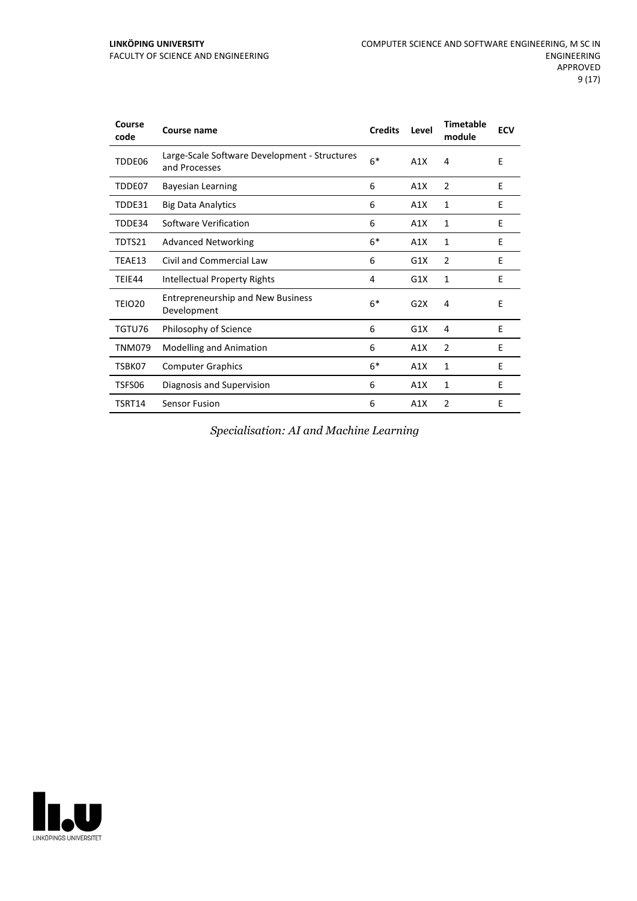| Course code | Course name | Credits | Level | Timetable module | ECV |
|---|---|---|---|---|---|
| TDDE06 | Large-Scale Software Development - Structures and Processes | 6* | A1X | 4 | E |
| TDDE07 | Bayesian Learning | 6 | A1X | 2 | E |
| TDDE31 | Big Data Analytics | 6 | A1X | 1 | E |
| TDDE34 | Software Verification | 6 | A1X | 1 | E |
| TDTS21 | Advanced Networking | 6* | A1X | 1 | E |
| TEAE13 | Civil and Commercial Law | 6 | G1X | 2 | E |
| TEIE44 | Intellectual Property Rights | 4 | G1X | 1 | E |
| TEIO20 | Entrepreneurship and New Business Development | 6* | G2X | 4 | E |
| TGTU76 | Philosophy of Science | 6 | G1X | 4 | E |
| TNM079 | Modelling and Animation | 6 | A1X | 2 | E |
| TSBK07 | Computer Graphics | 6* | A1X | 1 | E |
| TSFS06 | Diagnosis and Supervision | 6 | A1X | 1 | E |
| TSRT14 | Sensor Fusion | 6 | A1X | 2 | E |

*Specialisation: AI and Machine Learning*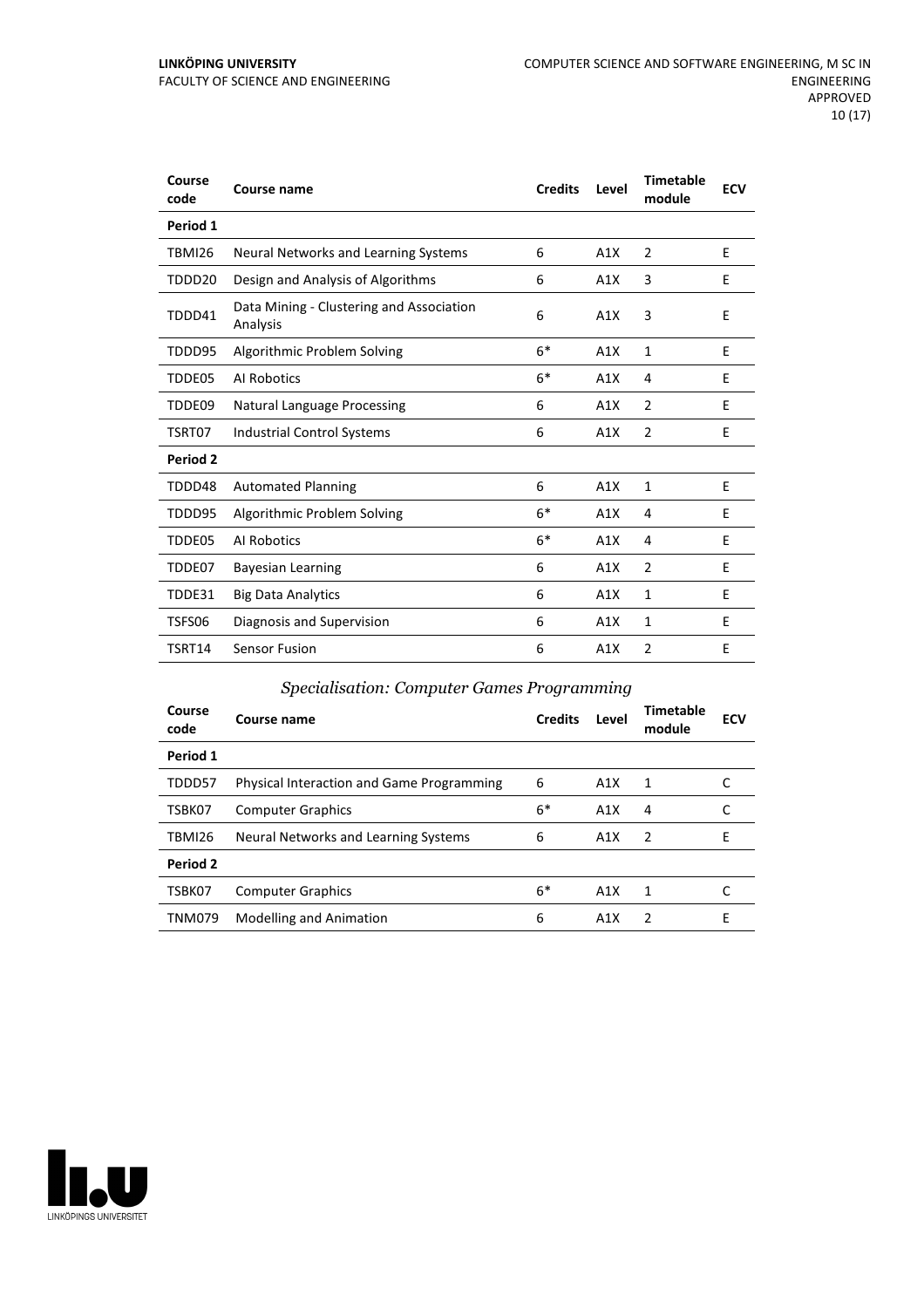| Course code | Course name | Credits | Level | Timetable module | ECV |
|---|---|---|---|---|---|
| **Period 1** | | | | | |
| TBMI26 | Neural Networks and Learning Systems | 6 | A1X | 2 | E |
| TDDD20 | Design and Analysis of Algorithms | 6 | A1X | 3 | E |
| TDDD41 | Data Mining - Clustering and Association Analysis | 6 | A1X | 3 | E |
| TDDD95 | Algorithmic Problem Solving | 6* | A1X | 1 | E |
| TDDE05 | AI Robotics | 6* | A1X | 4 | E |
| TDDE09 | Natural Language Processing | 6 | A1X | 2 | E |
| TSRT07 | Industrial Control Systems | 6 | A1X | 2 | E |
| **Period 2** | | | | | |
| TDDD48 | Automated Planning | 6 | A1X | 1 | E |
| TDDD95 | Algorithmic Problem Solving | 6* | A1X | 4 | E |
| TDDE05 | AI Robotics | 6* | A1X | 4 | E |
| TDDE07 | Bayesian Learning | 6 | A1X | 2 | E |
| TDDE31 | Big Data Analytics | 6 | A1X | 1 | E |
| TSFS06 | Diagnosis and Supervision | 6 | A1X | 1 | E |
| TSRT14 | Sensor Fusion | 6 | A1X | 2 | E |

### *Specialisation: Computer Games Programming*

| Course code | Course name | Credits | Level | Timetable module | ECV |
|---|---|---|---|---|---|
| **Period 1** | | | | | |
| TDDD57 | Physical Interaction and Game Programming | 6 | A1X | 1 | C |
| TSBK07 | Computer Graphics | 6* | A1X | 4 | C |
| TBMI26 | Neural Networks and Learning Systems | 6 | A1X | 2 | E |
| **Period 2** | | | | | |
| TSBK07 | Computer Graphics | 6* | A1X | 1 | C |
| TNM079 | Modelling and Animation | 6 | A1X | 2 | E |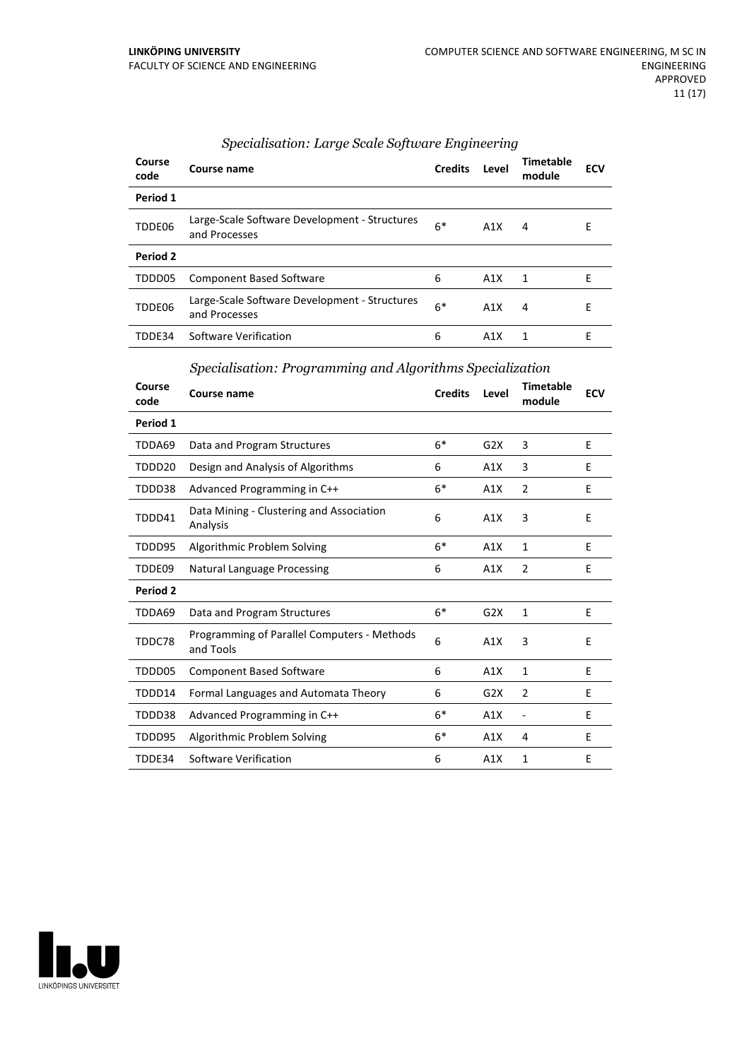### *Specialisation: Large Scale Software Engineering*

| Course code | Course name | Credits | Level | Timetable module | ECV |
|---|---|---|---|---|---|
| **Period 1** | | | | | |
| TDDE06 | Large-Scale Software Development - Structures and Processes | 6* | A1X | 4 | E |
| **Period 2** | | | | | |
| TDDD05 | Component Based Software | 6 | A1X | 1 | E |
| TDDE06 | Large-Scale Software Development - Structures and Processes | 6* | A1X | 4 | E |
| TDDE34 | Software Verification | 6 | A1X | 1 | E |

### *Specialisation: Programming and Algorithms Specialization*

| Course code | Course name | Credits | Level | Timetable module | ECV |
|---|---|---|---|---|---|
| **Period 1** | | | | | |
| TDDA69 | Data and Program Structures | 6* | G2X | 3 | E |
| TDDD20 | Design and Analysis of Algorithms | 6 | A1X | 3 | E |
| TDDD38 | Advanced Programming in C++ | 6* | A1X | 2 | E |
| TDDD41 | Data Mining - Clustering and Association Analysis | 6 | A1X | 3 | E |
| TDDD95 | Algorithmic Problem Solving | 6* | A1X | 1 | E |
| TDDE09 | Natural Language Processing | 6 | A1X | 2 | E |
| **Period 2** | | | | | |
| TDDA69 | Data and Program Structures | 6* | G2X | 1 | E |
| TDDC78 | Programming of Parallel Computers - Methods and Tools | 6 | A1X | 3 | E |
| TDDD05 | Component Based Software | 6 | A1X | 1 | E |
| TDDD14 | Formal Languages and Automata Theory | 6 | G2X | 2 | E |
| TDDD38 | Advanced Programming in C++ | 6* | A1X | - | E |
| TDDD95 | Algorithmic Problem Solving | 6* | A1X | 4 | E |
| TDDE34 | Software Verification | 6 | A1X | 1 | E |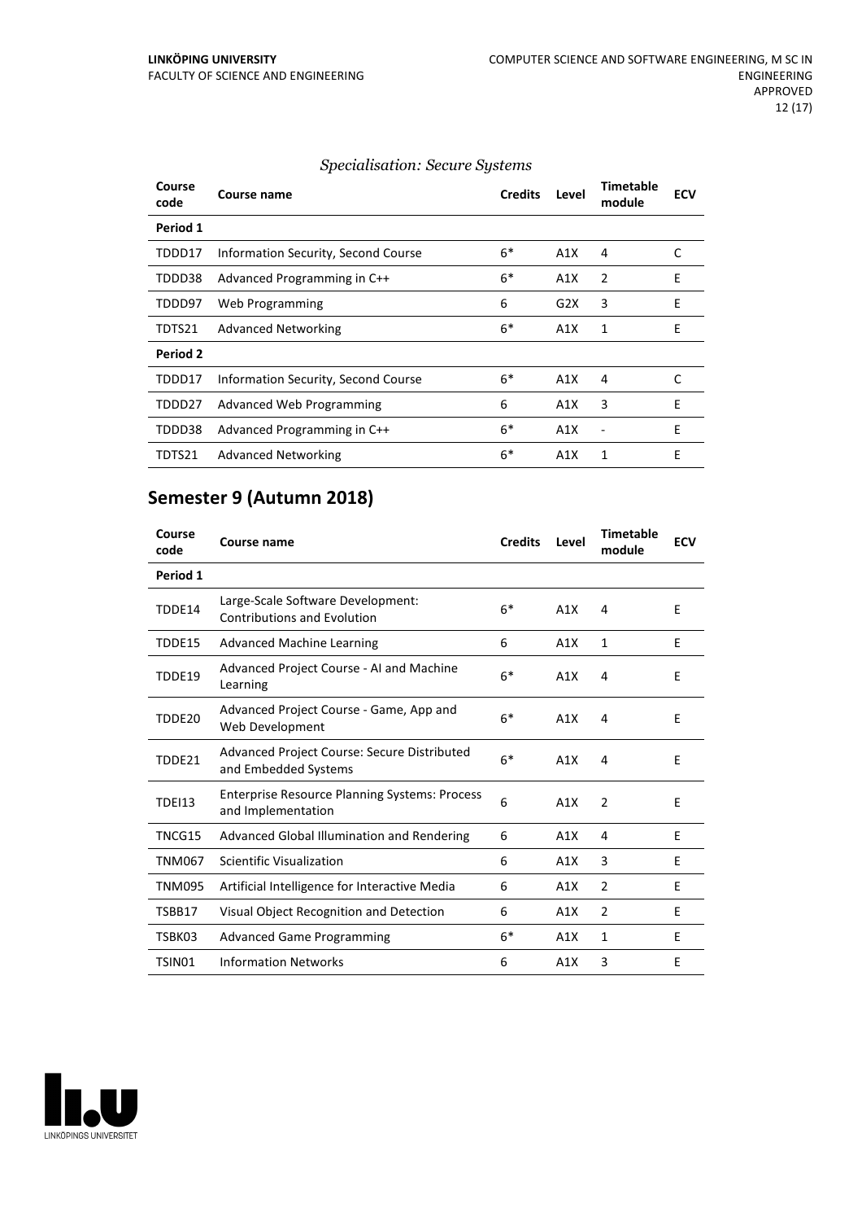*Specialisation: Secure Systems*

| Course code | Course name | Credits | Level | Timetable module | ECV |
|---|---|---|---|---|---|
| **Period 1** | | | | | |
| TDDD17 | Information Security, Second Course | 6* | A1X | 4 | C |
| TDDD38 | Advanced Programming in C++ | 6* | A1X | 2 | E |
| TDDD97 | Web Programming | 6 | G2X | 3 | E |
| TDTS21 | Advanced Networking | 6* | A1X | 1 | E |
| **Period 2** | | | | | |
| TDDD17 | Information Security, Second Course | 6* | A1X | 4 | C |
| TDDD27 | Advanced Web Programming | 6 | A1X | 3 | E |
| TDDD38 | Advanced Programming in C++ | 6* | A1X | - | E |
| TDTS21 | Advanced Networking | 6* | A1X | 1 | E |

## Semester 9 (Autumn 2018)

| Course code | Course name | Credits | Level | Timetable module | ECV |
|---|---|---|---|---|---|
| **Period 1** | | | | | |
| TDDE14 | Large-Scale Software Development: Contributions and Evolution | 6* | A1X | 4 | E |
| TDDE15 | Advanced Machine Learning | 6 | A1X | 1 | E |
| TDDE19 | Advanced Project Course - AI and Machine Learning | 6* | A1X | 4 | E |
| TDDE20 | Advanced Project Course - Game, App and Web Development | 6* | A1X | 4 | E |
| TDDE21 | Advanced Project Course: Secure Distributed and Embedded Systems | 6* | A1X | 4 | E |
| TDEI13 | Enterprise Resource Planning Systems: Process and Implementation | 6 | A1X | 2 | E |
| TNCG15 | Advanced Global Illumination and Rendering | 6 | A1X | 4 | E |
| TNM067 | Scientific Visualization | 6 | A1X | 3 | E |
| TNM095 | Artificial Intelligence for Interactive Media | 6 | A1X | 2 | E |
| TSBB17 | Visual Object Recognition and Detection | 6 | A1X | 2 | E |
| TSBK03 | Advanced Game Programming | 6* | A1X | 1 | E |
| TSIN01 | Information Networks | 6 | A1X | 3 | E |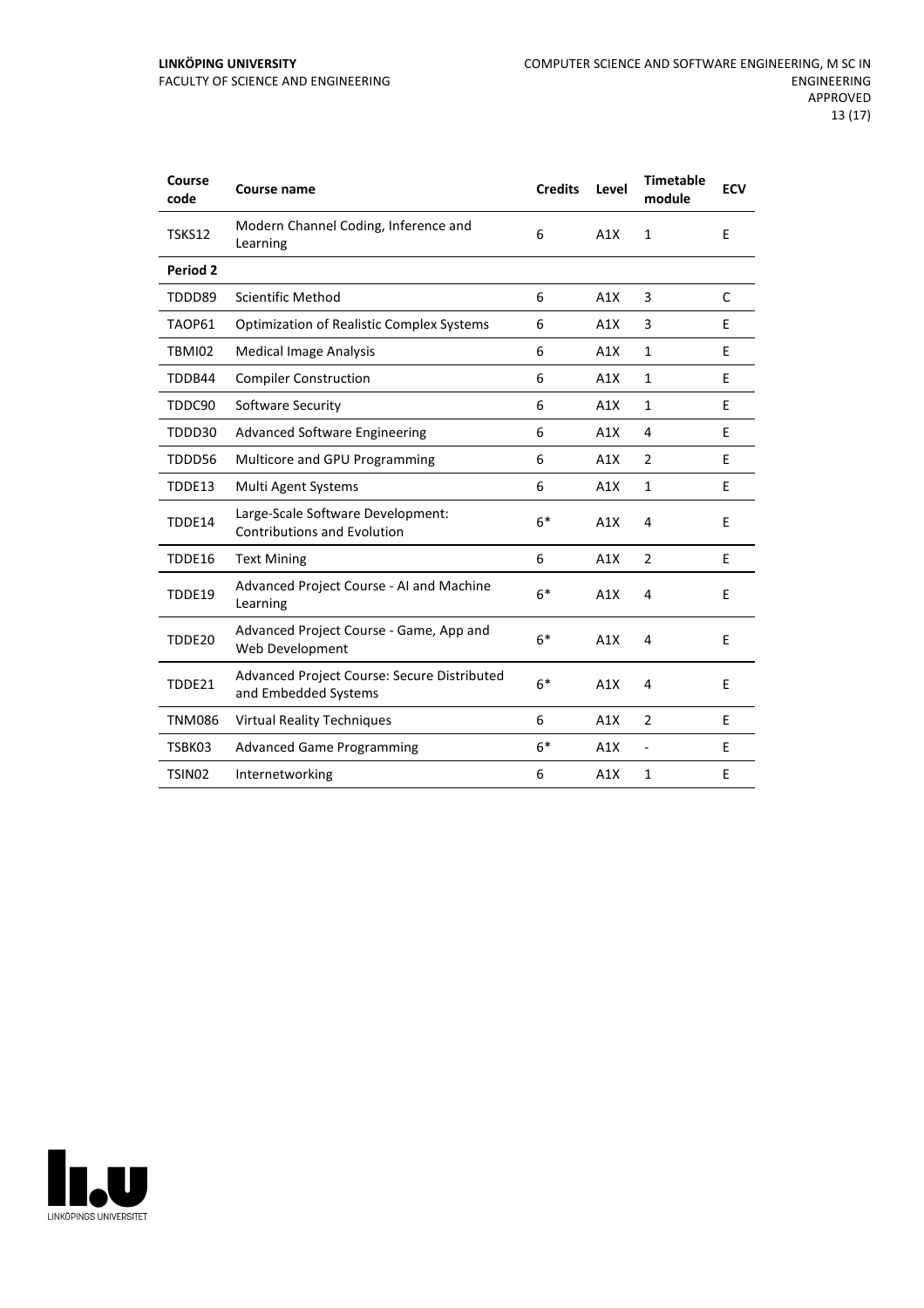| Course code | Course name | Credits | Level | Timetable module | ECV |
|---|---|---|---|---|---|
| TSKS12 | Modern Channel Coding, Inference and Learning | 6 | A1X | 1 | E |
| **Period 2** | | | | | |
| TDDD89 | Scientific Method | 6 | A1X | 3 | C |
| TAOP61 | Optimization of Realistic Complex Systems | 6 | A1X | 3 | E |
| TBMI02 | Medical Image Analysis | 6 | A1X | 1 | E |
| TDDB44 | Compiler Construction | 6 | A1X | 1 | E |
| TDDC90 | Software Security | 6 | A1X | 1 | E |
| TDDD30 | Advanced Software Engineering | 6 | A1X | 4 | E |
| TDDD56 | Multicore and GPU Programming | 6 | A1X | 2 | E |
| TDDE13 | Multi Agent Systems | 6 | A1X | 1 | E |
| TDDE14 | Large-Scale Software Development: Contributions and Evolution | 6* | A1X | 4 | E |
| TDDE16 | Text Mining | 6 | A1X | 2 | E |
| TDDE19 | Advanced Project Course - AI and Machine Learning | 6* | A1X | 4 | E |
| TDDE20 | Advanced Project Course - Game, App and Web Development | 6* | A1X | 4 | E |
| TDDE21 | Advanced Project Course: Secure Distributed and Embedded Systems | 6* | A1X | 4 | E |
| TNM086 | Virtual Reality Techniques | 6 | A1X | 2 | E |
| TSBK03 | Advanced Game Programming | 6* | A1X | - | E |
| TSIN02 | Internetworking | 6 | A1X | 1 | E |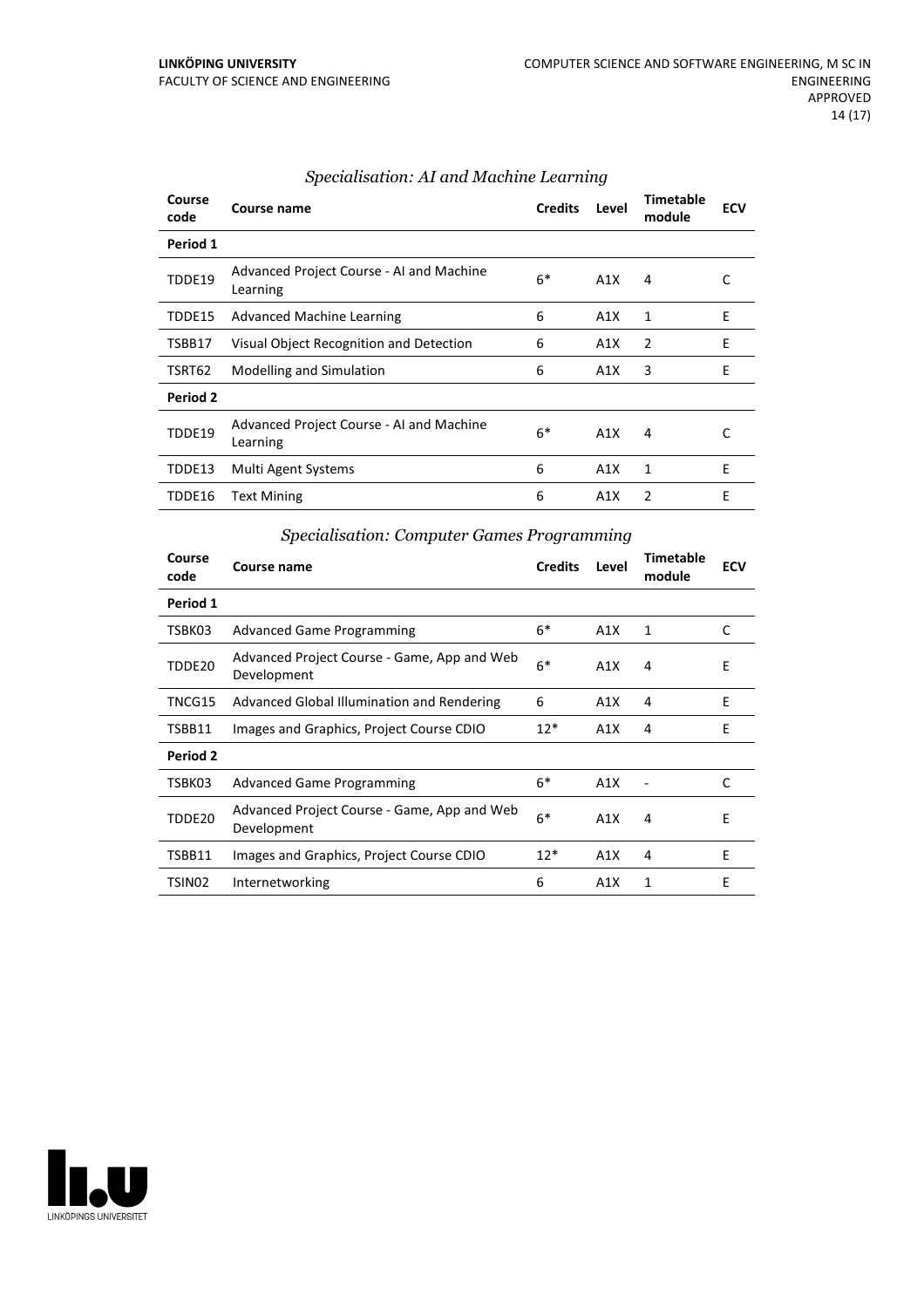### *Specialisation: AI and Machine Learning*

| Course code | Course name | Credits | Level | Timetable module | ECV |
|---|---|---|---|---|---|
| **Period 1** | | | | | |
| TDDE19 | Advanced Project Course - AI and Machine Learning | 6* | A1X | 4 | C |
| TDDE15 | Advanced Machine Learning | 6 | A1X | 1 | E |
| TSBB17 | Visual Object Recognition and Detection | 6 | A1X | 2 | E |
| TSRT62 | Modelling and Simulation | 6 | A1X | 3 | E |
| **Period 2** | | | | | |
| TDDE19 | Advanced Project Course - AI and Machine Learning | 6* | A1X | 4 | C |
| TDDE13 | Multi Agent Systems | 6 | A1X | 1 | E |
| TDDE16 | Text Mining | 6 | A1X | 2 | E |

### *Specialisation: Computer Games Programming*

| Course code | Course name | Credits | Level | Timetable module | ECV |
|---|---|---|---|---|---|
| **Period 1** | | | | | |
| TSBK03 | Advanced Game Programming | 6* | A1X | 1 | C |
| TDDE20 | Advanced Project Course - Game, App and Web Development | 6* | A1X | 4 | E |
| TNCG15 | Advanced Global Illumination and Rendering | 6 | A1X | 4 | E |
| TSBB11 | Images and Graphics, Project Course CDIO | 12* | A1X | 4 | E |
| **Period 2** | | | | | |
| TSBK03 | Advanced Game Programming | 6* | A1X | - | C |
| TDDE20 | Advanced Project Course - Game, App and Web Development | 6* | A1X | 4 | E |
| TSBB11 | Images and Graphics, Project Course CDIO | 12* | A1X | 4 | E |
| TSIN02 | Internetworking | 6 | A1X | 1 | E |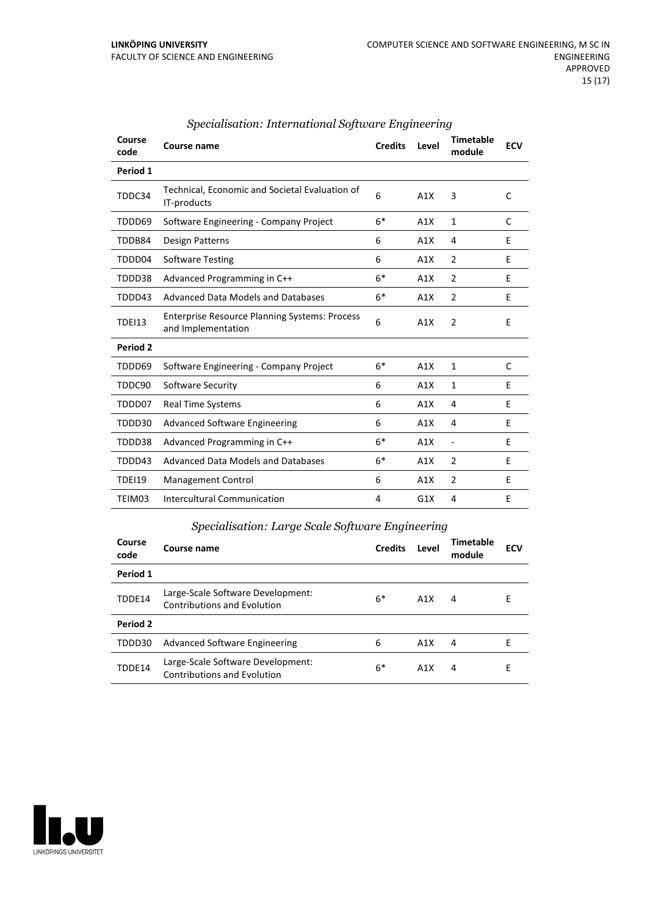### *Specialisation: International Software Engineering*

| Course code | Course name | Credits | Level | Timetable module | ECV |
|---|---|---|---|---|---|
| **Period 1** | | | | | |
| TDDC34 | Technical, Economic and Societal Evaluation of IT-products | 6 | A1X | 3 | C |
| TDDD69 | Software Engineering - Company Project | 6* | A1X | 1 | C |
| TDDB84 | Design Patterns | 6 | A1X | 4 | E |
| TDDD04 | Software Testing | 6 | A1X | 2 | E |
| TDDD38 | Advanced Programming in C++ | 6* | A1X | 2 | E |
| TDDD43 | Advanced Data Models and Databases | 6* | A1X | 2 | E |
| TDEI13 | Enterprise Resource Planning Systems: Process and Implementation | 6 | A1X | 2 | E |
| **Period 2** | | | | | |
| TDDD69 | Software Engineering - Company Project | 6* | A1X | 1 | C |
| TDDC90 | Software Security | 6 | A1X | 1 | E |
| TDDD07 | Real Time Systems | 6 | A1X | 4 | E |
| TDDD30 | Advanced Software Engineering | 6 | A1X | 4 | E |
| TDDD38 | Advanced Programming in C++ | 6* | A1X | - | E |
| TDDD43 | Advanced Data Models and Databases | 6* | A1X | 2 | E |
| TDEI19 | Management Control | 6 | A1X | 2 | E |
| TEIM03 | Intercultural Communication | 4 | G1X | 4 | E |

### *Specialisation: Large Scale Software Engineering*

| Course code | Course name | Credits | Level | Timetable module | ECV |
|---|---|---|---|---|---|
| **Period 1** | | | | | |
| TDDE14 | Large-Scale Software Development: Contributions and Evolution | 6* | A1X | 4 | E |
| **Period 2** | | | | | |
| TDDD30 | Advanced Software Engineering | 6 | A1X | 4 | E |
| TDDE14 | Large-Scale Software Development: Contributions and Evolution | 6* | A1X | 4 | E |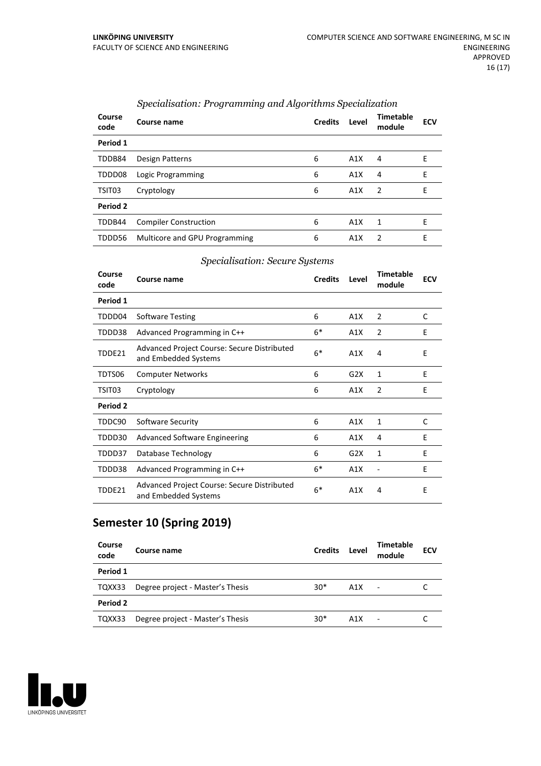*Specialisation: Programming and Algorithms Specialization*

| Course code | Course name | Credits | Level | Timetable module | ECV |
|---|---|---|---|---|---|
| **Period 1** | | | | | |
| TDDB84 | Design Patterns | 6 | A1X | 4 | E |
| TDDD08 | Logic Programming | 6 | A1X | 4 | E |
| TSIT03 | Cryptology | 6 | A1X | 2 | E |
| **Period 2** | | | | | |
| TDDB44 | Compiler Construction | 6 | A1X | 1 | E |
| TDDD56 | Multicore and GPU Programming | 6 | A1X | 2 | E |

*Specialisation: Secure Systems*

| Course code | Course name | Credits | Level | Timetable module | ECV |
|---|---|---|---|---|---|
| **Period 1** | | | | | |
| TDDD04 | Software Testing | 6 | A1X | 2 | C |
| TDDD38 | Advanced Programming in C++ | 6* | A1X | 2 | E |
| TDDE21 | Advanced Project Course: Secure Distributed and Embedded Systems | 6* | A1X | 4 | E |
| TDTS06 | Computer Networks | 6 | G2X | 1 | E |
| TSIT03 | Cryptology | 6 | A1X | 2 | E |
| **Period 2** | | | | | |
| TDDC90 | Software Security | 6 | A1X | 1 | C |
| TDDD30 | Advanced Software Engineering | 6 | A1X | 4 | E |
| TDDD37 | Database Technology | 6 | G2X | 1 | E |
| TDDD38 | Advanced Programming in C++ | 6* | A1X | - | E |
| TDDE21 | Advanced Project Course: Secure Distributed and Embedded Systems | 6* | A1X | 4 | E |

## Semester 10 (Spring 2019)

| Course code | Course name | Credits | Level | Timetable module | ECV |
|---|---|---|---|---|---|
| **Period 1** | | | | | |
| TQXX33 | Degree project - Master's Thesis | 30* | A1X | - | C |
| **Period 2** | | | | | |
| TQXX33 | Degree project - Master's Thesis | 30* | A1X | - | C |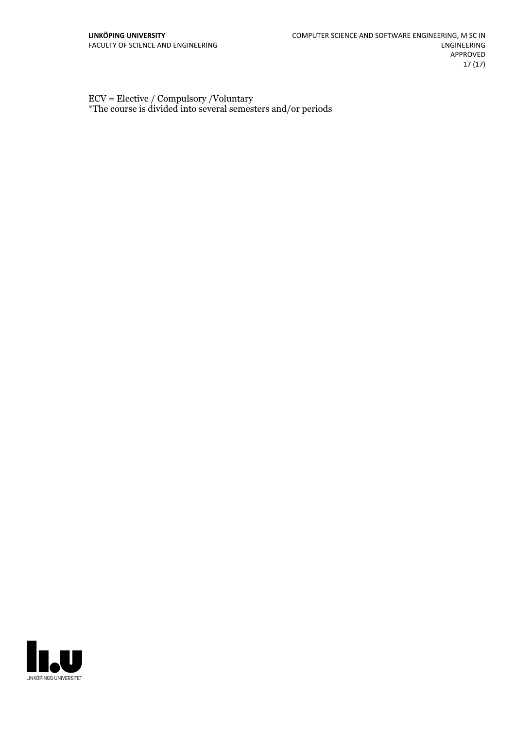ECV = Elective / Compulsory /Voluntary
*The course is divided into several semesters and/or periods